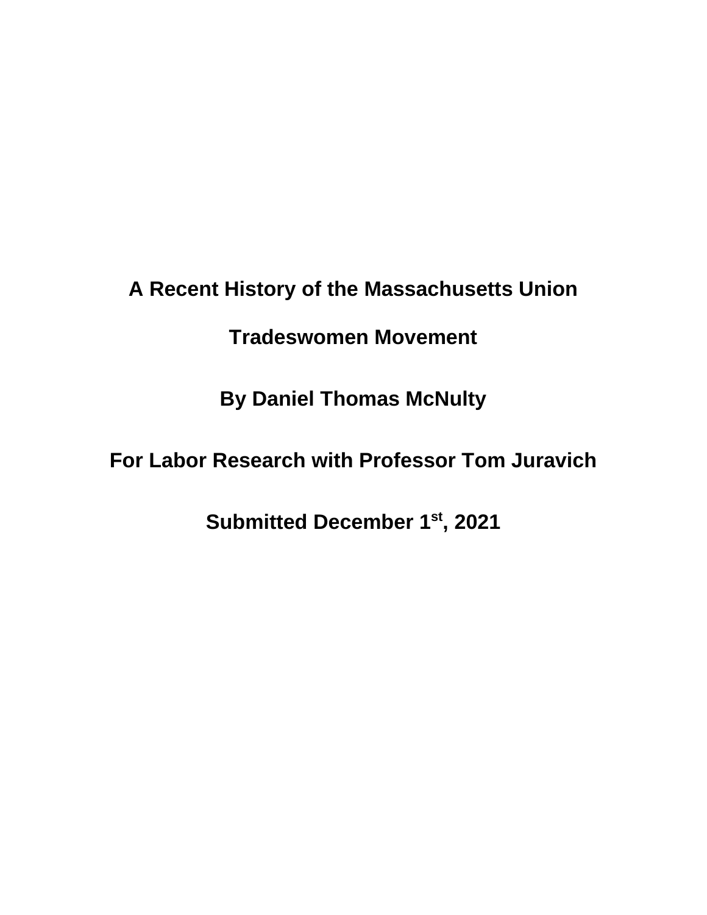# A Recent History of the Massachusetts Union Tradeswomen Movement

**By Daniel Thomas McNulty**

**For Labor Research with Professor Tom Juravich**

**Submitted December 1st, 2021**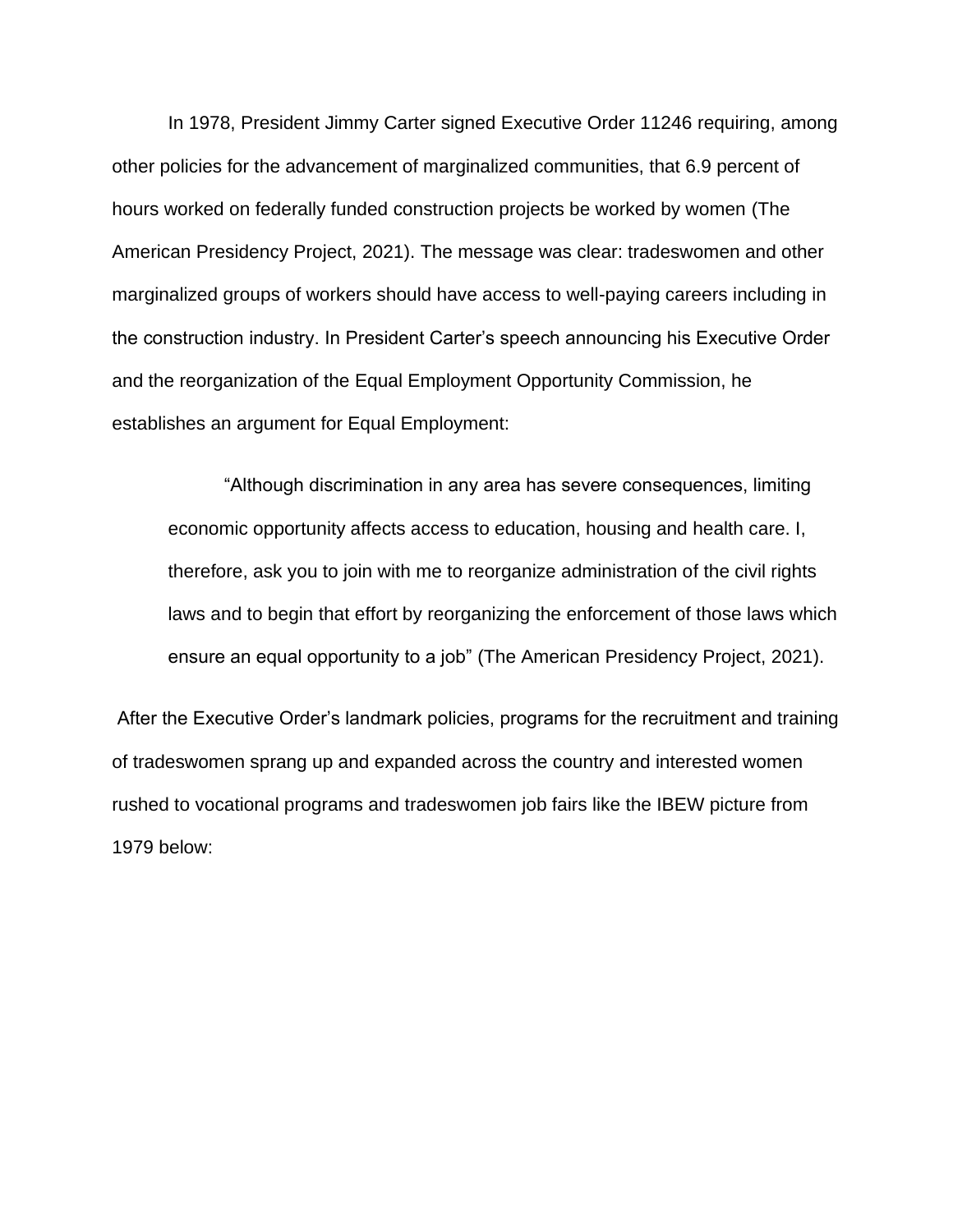In 1978, President Jimmy Carter signed Executive Order 11246 requiring, among other policies for the advancement of marginalized communities, that 6.9 percent of hours worked on federally funded construction projects be worked by women (The American Presidency Project, 2021). The message was clear: tradeswomen and other marginalized groups of workers should have access to well-paying careers including in the construction industry. In President Carter's speech announcing his Executive Order and the reorganization of the Equal Employment Opportunity Commission, he establishes an argument for Equal Employment:

> "Although discrimination in any area has severe consequences, limiting economic opportunity affects access to education, housing and health care. I, therefore, ask you to join with me to reorganize administration of the civil rights laws and to begin that effort by reorganizing the enforcement of those laws which ensure an equal opportunity to a job" (The American Presidency Project, 2021).

After the Executive Order's landmark policies, programs for the recruitment and training of tradeswomen sprang up and expanded across the country and interested women rushed to vocational programs and tradeswomen job fairs like the IBEW picture from 1979 below: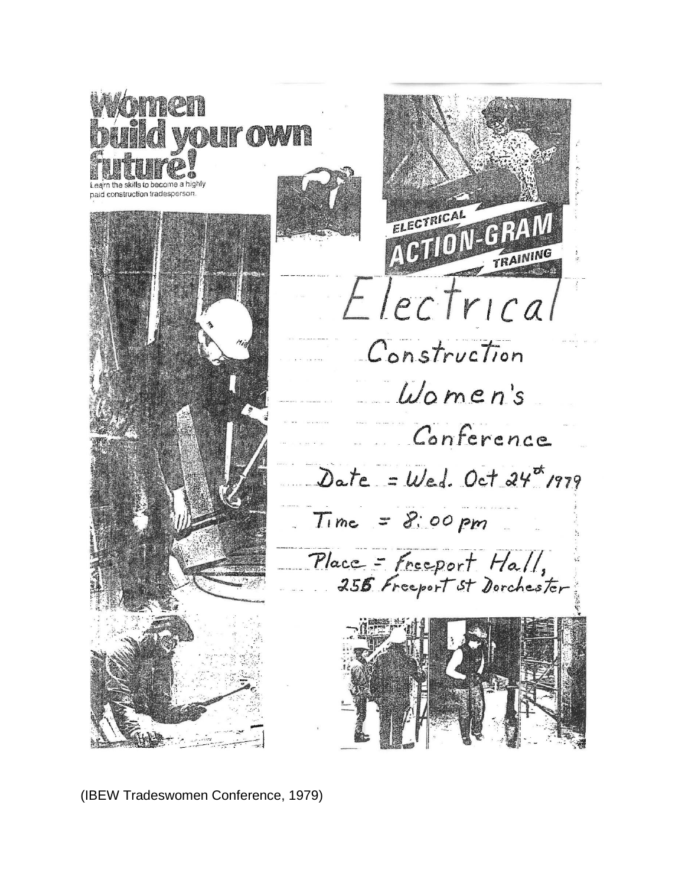Women build your own future!

Learn the skills to become a highly paid construction tradesperson.

ELECTRICAL ACTION-GRAM TRAINING

Electrical

Construction

Women's

Conference

Date = Wed. Oct 24th 1979

Time = 8:00 pm

Place = Freeport Hall, 256 Freeport St Dorchester

(IBEW Tradeswomen Conference, 1979)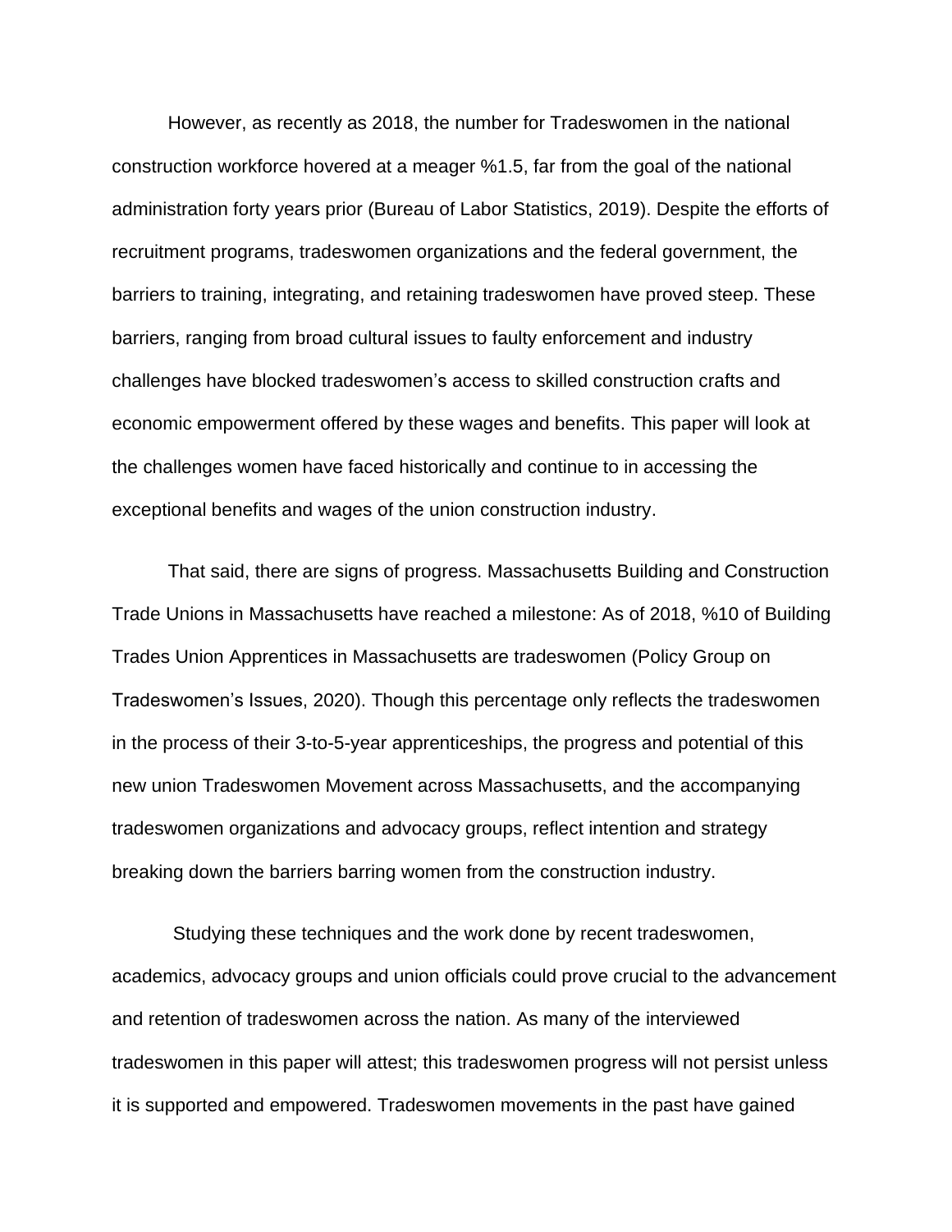However, as recently as 2018, the number for Tradeswomen in the national construction workforce hovered at a meager %1.5, far from the goal of the national administration forty years prior (Bureau of Labor Statistics, 2019). Despite the efforts of recruitment programs, tradeswomen organizations and the federal government, the barriers to training, integrating, and retaining tradeswomen have proved steep. These barriers, ranging from broad cultural issues to faulty enforcement and industry challenges have blocked tradeswomen's access to skilled construction crafts and economic empowerment offered by these wages and benefits. This paper will look at the challenges women have faced historically and continue to in accessing the exceptional benefits and wages of the union construction industry.

That said, there are signs of progress. Massachusetts Building and Construction Trade Unions in Massachusetts have reached a milestone: As of 2018, %10 of Building Trades Union Apprentices in Massachusetts are tradeswomen (Policy Group on Tradeswomen's Issues, 2020). Though this percentage only reflects the tradeswomen in the process of their 3-to-5-year apprenticeships, the progress and potential of this new union Tradeswomen Movement across Massachusetts, and the accompanying tradeswomen organizations and advocacy groups, reflect intention and strategy breaking down the barriers barring women from the construction industry.

Studying these techniques and the work done by recent tradeswomen, academics, advocacy groups and union officials could prove crucial to the advancement and retention of tradeswomen across the nation. As many of the interviewed tradeswomen in this paper will attest; this tradeswomen progress will not persist unless it is supported and empowered. Tradeswomen movements in the past have gained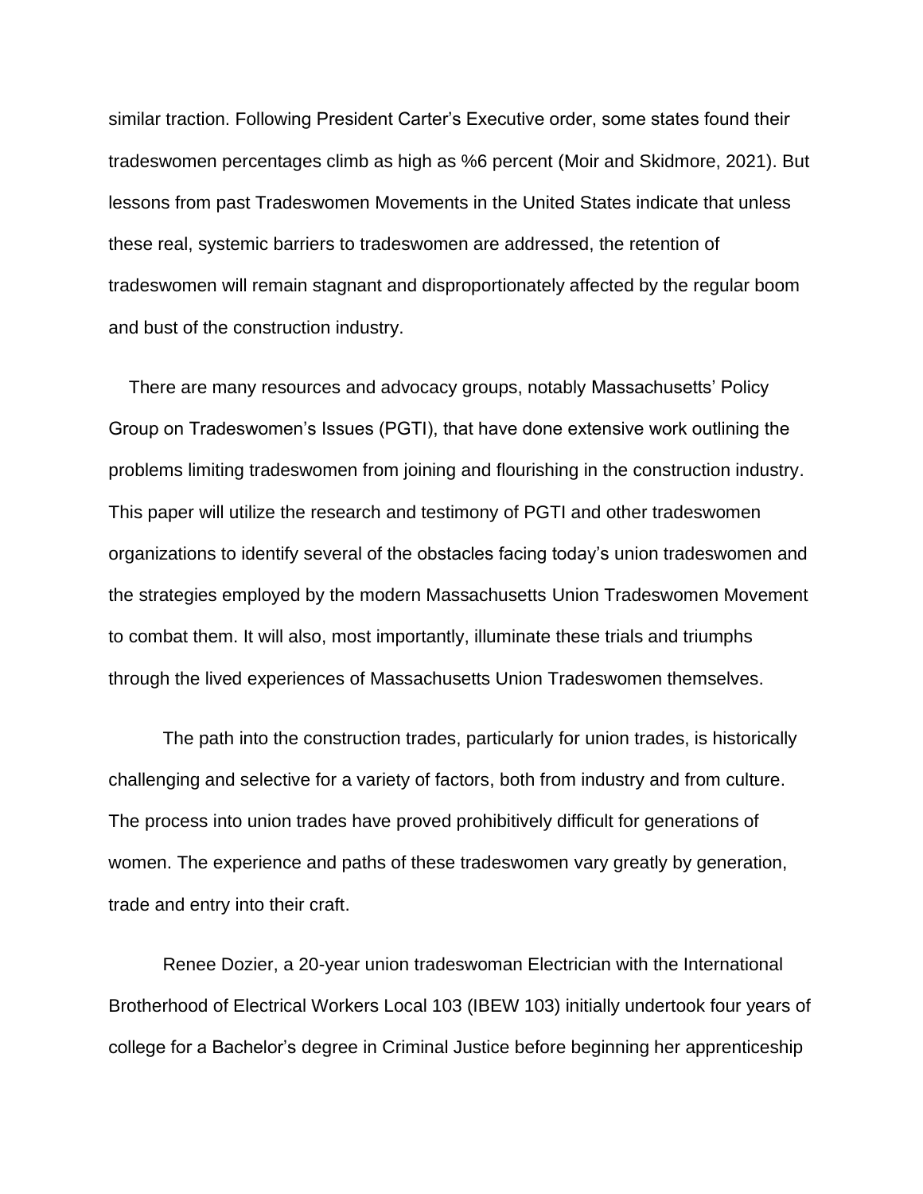similar traction. Following President Carter's Executive order, some states found their tradeswomen percentages climb as high as %6 percent (Moir and Skidmore, 2021). But lessons from past Tradeswomen Movements in the United States indicate that unless these real, systemic barriers to tradeswomen are addressed, the retention of tradeswomen will remain stagnant and disproportionately affected by the regular boom and bust of the construction industry.

There are many resources and advocacy groups, notably Massachusetts' Policy Group on Tradeswomen's Issues (PGTI), that have done extensive work outlining the problems limiting tradeswomen from joining and flourishing in the construction industry. This paper will utilize the research and testimony of PGTI and other tradeswomen organizations to identify several of the obstacles facing today's union tradeswomen and the strategies employed by the modern Massachusetts Union Tradeswomen Movement to combat them. It will also, most importantly, illuminate these trials and triumphs through the lived experiences of Massachusetts Union Tradeswomen themselves.

The path into the construction trades, particularly for union trades, is historically challenging and selective for a variety of factors, both from industry and from culture. The process into union trades have proved prohibitively difficult for generations of women. The experience and paths of these tradeswomen vary greatly by generation, trade and entry into their craft.

Renee Dozier, a 20-year union tradeswoman Electrician with the International Brotherhood of Electrical Workers Local 103 (IBEW 103) initially undertook four years of college for a Bachelor's degree in Criminal Justice before beginning her apprenticeship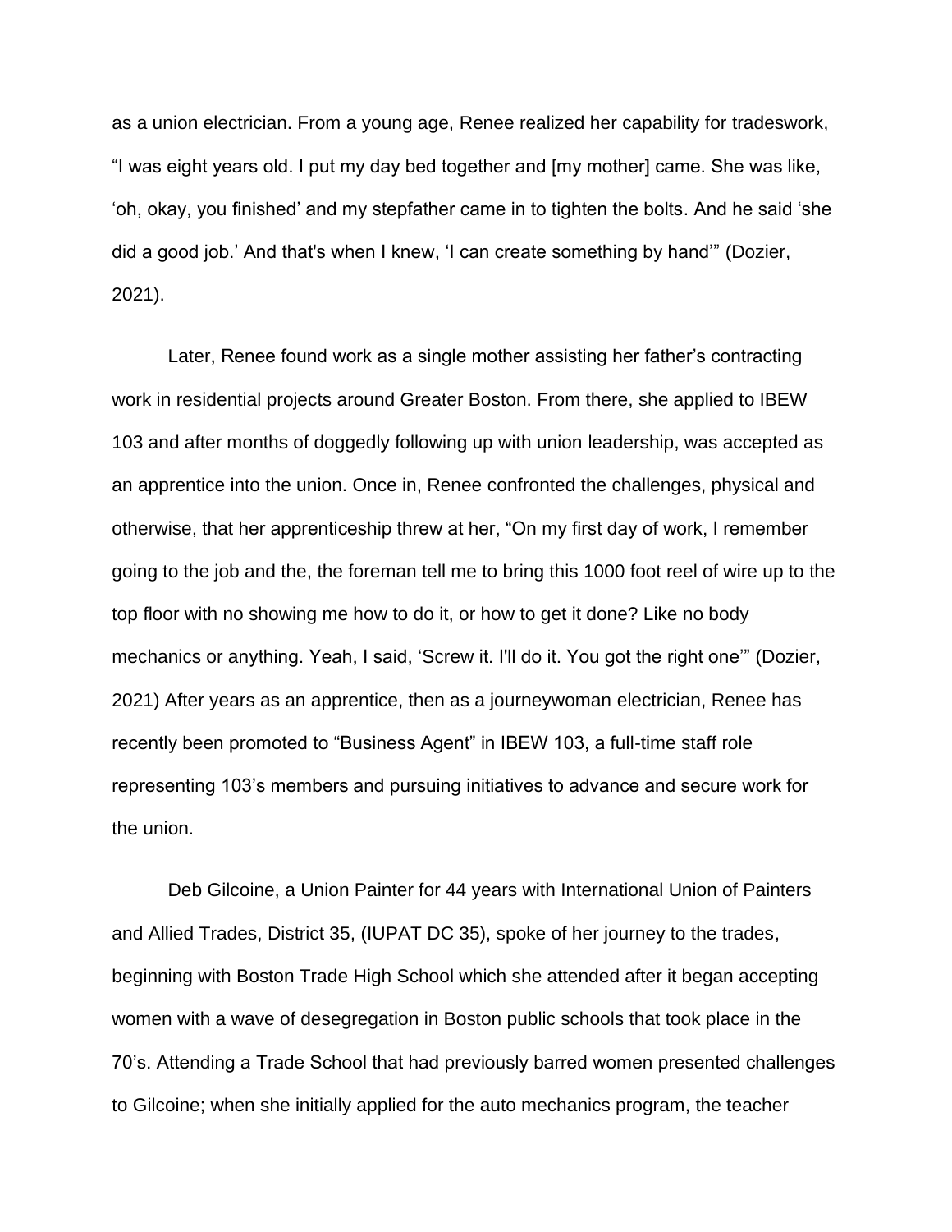as a union electrician. From a young age, Renee realized her capability for tradeswork, “I was eight years old. I put my day bed together and [my mother] came. She was like, ‘oh, okay, you finished’ and my stepfather came in to tighten the bolts. And he said ‘she did a good job.’ And that's when I knew, ‘I can create something by hand’” (Dozier, 2021).

Later, Renee found work as a single mother assisting her father’s contracting work in residential projects around Greater Boston. From there, she applied to IBEW 103 and after months of doggedly following up with union leadership, was accepted as an apprentice into the union. Once in, Renee confronted the challenges, physical and otherwise, that her apprenticeship threw at her, “On my first day of work, I remember going to the job and the, the foreman tell me to bring this 1000 foot reel of wire up to the top floor with no showing me how to do it, or how to get it done? Like no body mechanics or anything. Yeah, I said, ‘Screw it. I'll do it. You got the right one’” (Dozier, 2021) After years as an apprentice, then as a journeywoman electrician, Renee has recently been promoted to “Business Agent” in IBEW 103, a full-time staff role representing 103’s members and pursuing initiatives to advance and secure work for the union.

Deb Gilcoine, a Union Painter for 44 years with International Union of Painters and Allied Trades, District 35, (IUPAT DC 35), spoke of her journey to the trades, beginning with Boston Trade High School which she attended after it began accepting women with a wave of desegregation in Boston public schools that took place in the 70’s. Attending a Trade School that had previously barred women presented challenges to Gilcoine; when she initially applied for the auto mechanics program, the teacher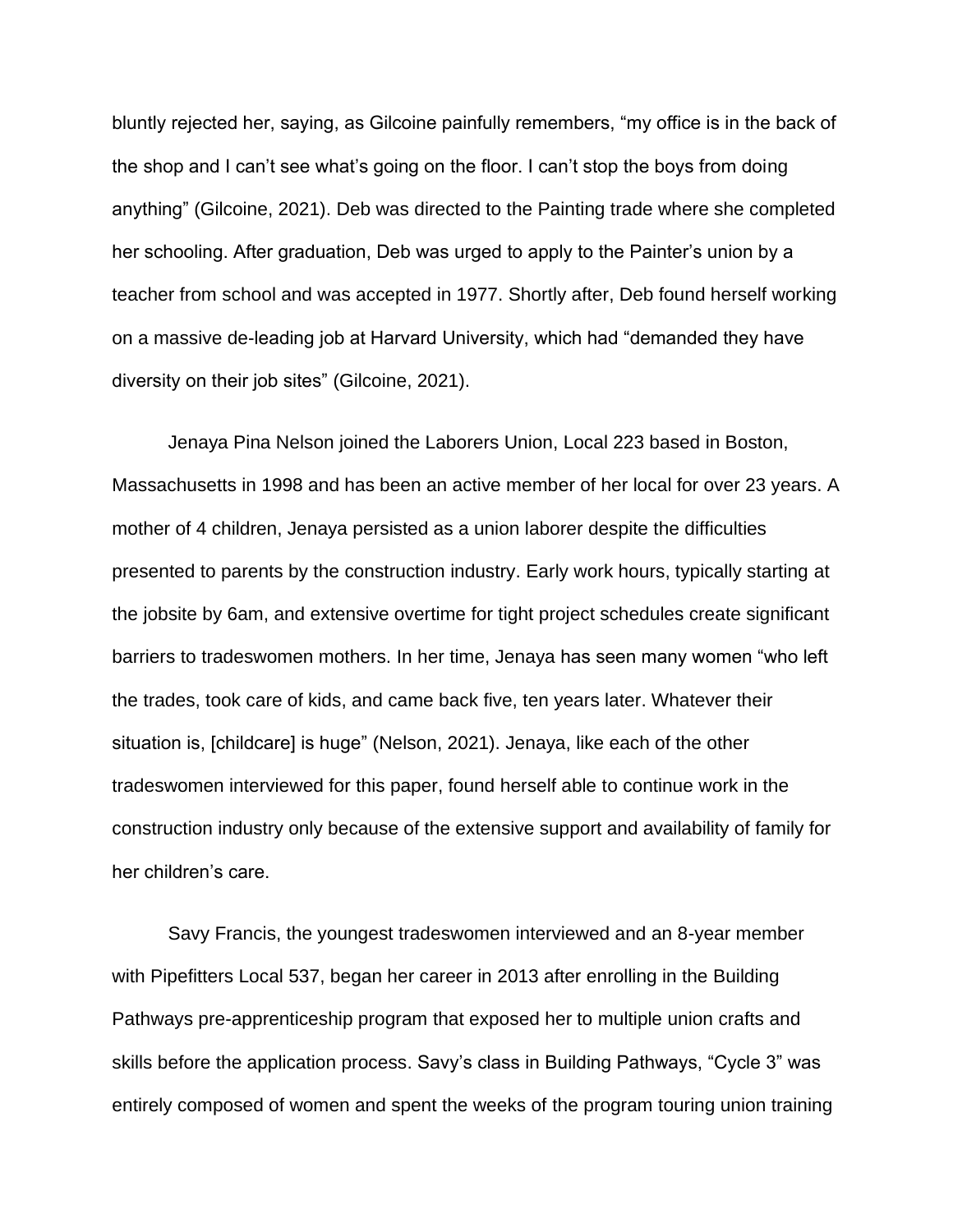bluntly rejected her, saying, as Gilcoine painfully remembers, “my office is in the back of the shop and I can’t see what’s going on the floor. I can’t stop the boys from doing anything” (Gilcoine, 2021). Deb was directed to the Painting trade where she completed her schooling. After graduation, Deb was urged to apply to the Painter’s union by a teacher from school and was accepted in 1977. Shortly after, Deb found herself working on a massive de-leading job at Harvard University, which had “demanded they have diversity on their job sites” (Gilcoine, 2021).

Jenaya Pina Nelson joined the Laborers Union, Local 223 based in Boston, Massachusetts in 1998 and has been an active member of her local for over 23 years. A mother of 4 children, Jenaya persisted as a union laborer despite the difficulties presented to parents by the construction industry. Early work hours, typically starting at the jobsite by 6am, and extensive overtime for tight project schedules create significant barriers to tradeswomen mothers. In her time, Jenaya has seen many women “who left the trades, took care of kids, and came back five, ten years later. Whatever their situation is, [childcare] is huge” (Nelson, 2021). Jenaya, like each of the other tradeswomen interviewed for this paper, found herself able to continue work in the construction industry only because of the extensive support and availability of family for her children’s care.

Savy Francis, the youngest tradeswomen interviewed and an 8-year member with Pipefitters Local 537, began her career in 2013 after enrolling in the Building Pathways pre-apprenticeship program that exposed her to multiple union crafts and skills before the application process. Savy’s class in Building Pathways, “Cycle 3” was entirely composed of women and spent the weeks of the program touring union training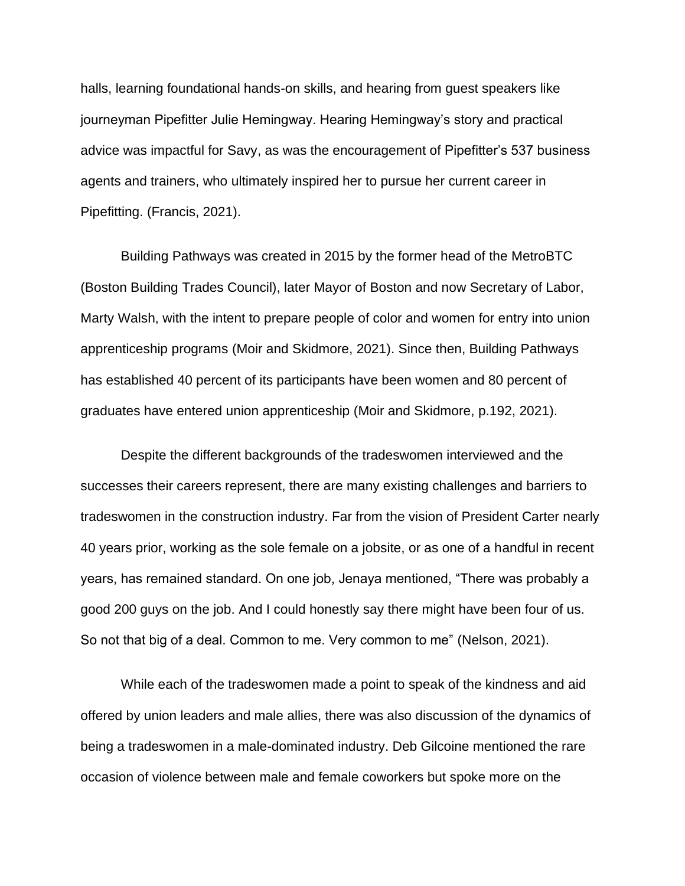halls, learning foundational hands-on skills, and hearing from guest speakers like journeyman Pipefitter Julie Hemingway. Hearing Hemingway's story and practical advice was impactful for Savy, as was the encouragement of Pipefitter's 537 business agents and trainers, who ultimately inspired her to pursue her current career in Pipefitting. (Francis, 2021).

Building Pathways was created in 2015 by the former head of the MetroBTC (Boston Building Trades Council), later Mayor of Boston and now Secretary of Labor, Marty Walsh, with the intent to prepare people of color and women for entry into union apprenticeship programs (Moir and Skidmore, 2021). Since then, Building Pathways has established 40 percent of its participants have been women and 80 percent of graduates have entered union apprenticeship (Moir and Skidmore, p.192, 2021).

Despite the different backgrounds of the tradeswomen interviewed and the successes their careers represent, there are many existing challenges and barriers to tradeswomen in the construction industry. Far from the vision of President Carter nearly 40 years prior, working as the sole female on a jobsite, or as one of a handful in recent years, has remained standard. On one job, Jenaya mentioned, "There was probably a good 200 guys on the job. And I could honestly say there might have been four of us. So not that big of a deal. Common to me. Very common to me" (Nelson, 2021).

While each of the tradeswomen made a point to speak of the kindness and aid offered by union leaders and male allies, there was also discussion of the dynamics of being a tradeswomen in a male-dominated industry. Deb Gilcoine mentioned the rare occasion of violence between male and female coworkers but spoke more on the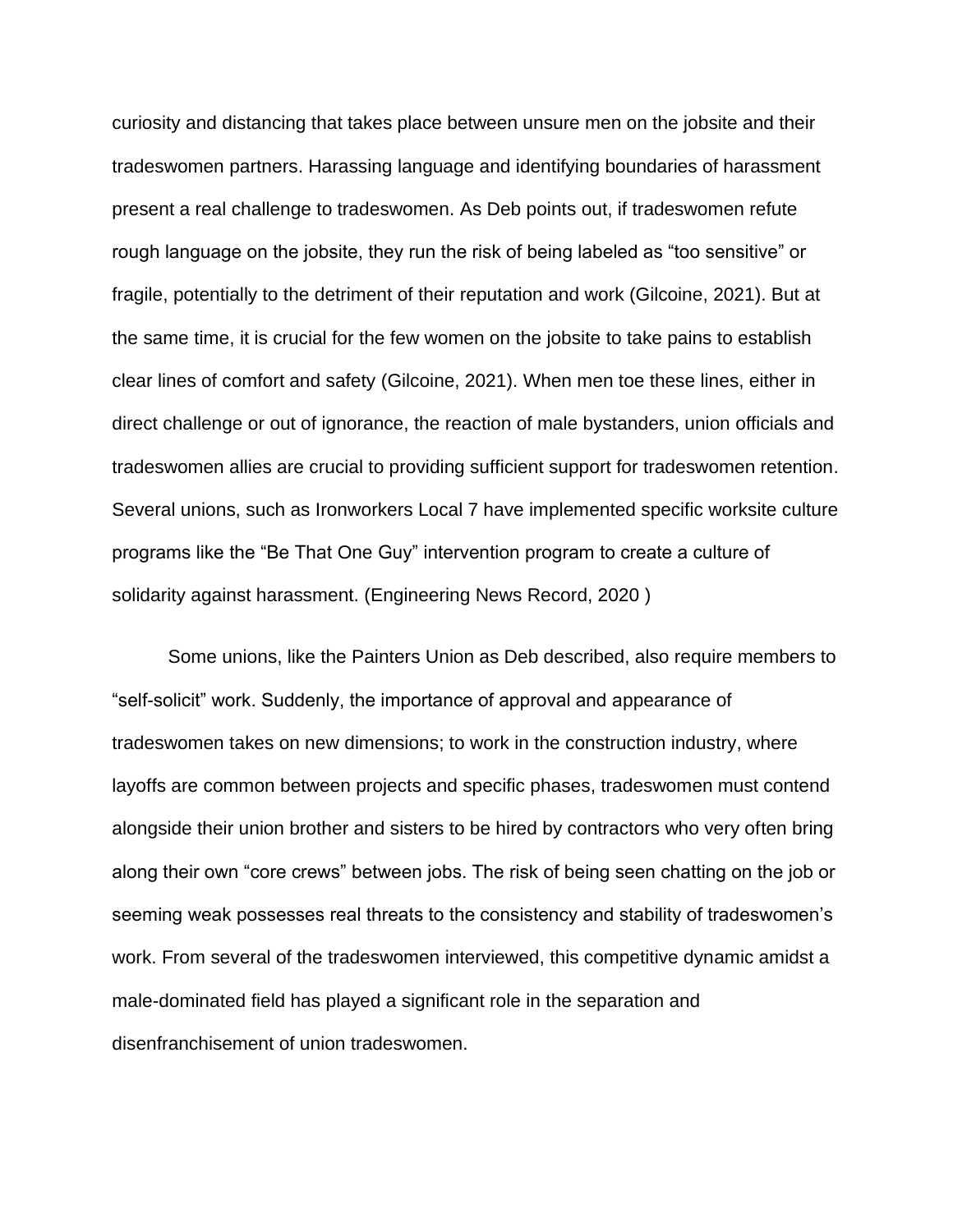curiosity and distancing that takes place between unsure men on the jobsite and their tradeswomen partners. Harassing language and identifying boundaries of harassment present a real challenge to tradeswomen. As Deb points out, if tradeswomen refute rough language on the jobsite, they run the risk of being labeled as "too sensitive" or fragile, potentially to the detriment of their reputation and work (Gilcoine, 2021). But at the same time, it is crucial for the few women on the jobsite to take pains to establish clear lines of comfort and safety (Gilcoine, 2021). When men toe these lines, either in direct challenge or out of ignorance, the reaction of male bystanders, union officials and tradeswomen allies are crucial to providing sufficient support for tradeswomen retention. Several unions, such as Ironworkers Local 7 have implemented specific worksite culture programs like the "Be That One Guy" intervention program to create a culture of solidarity against harassment. (Engineering News Record, 2020 )

Some unions, like the Painters Union as Deb described, also require members to "self-solicit" work. Suddenly, the importance of approval and appearance of tradeswomen takes on new dimensions; to work in the construction industry, where layoffs are common between projects and specific phases, tradeswomen must contend alongside their union brother and sisters to be hired by contractors who very often bring along their own "core crews" between jobs. The risk of being seen chatting on the job or seeming weak possesses real threats to the consistency and stability of tradeswomen's work. From several of the tradeswomen interviewed, this competitive dynamic amidst a male-dominated field has played a significant role in the separation and disenfranchisement of union tradeswomen.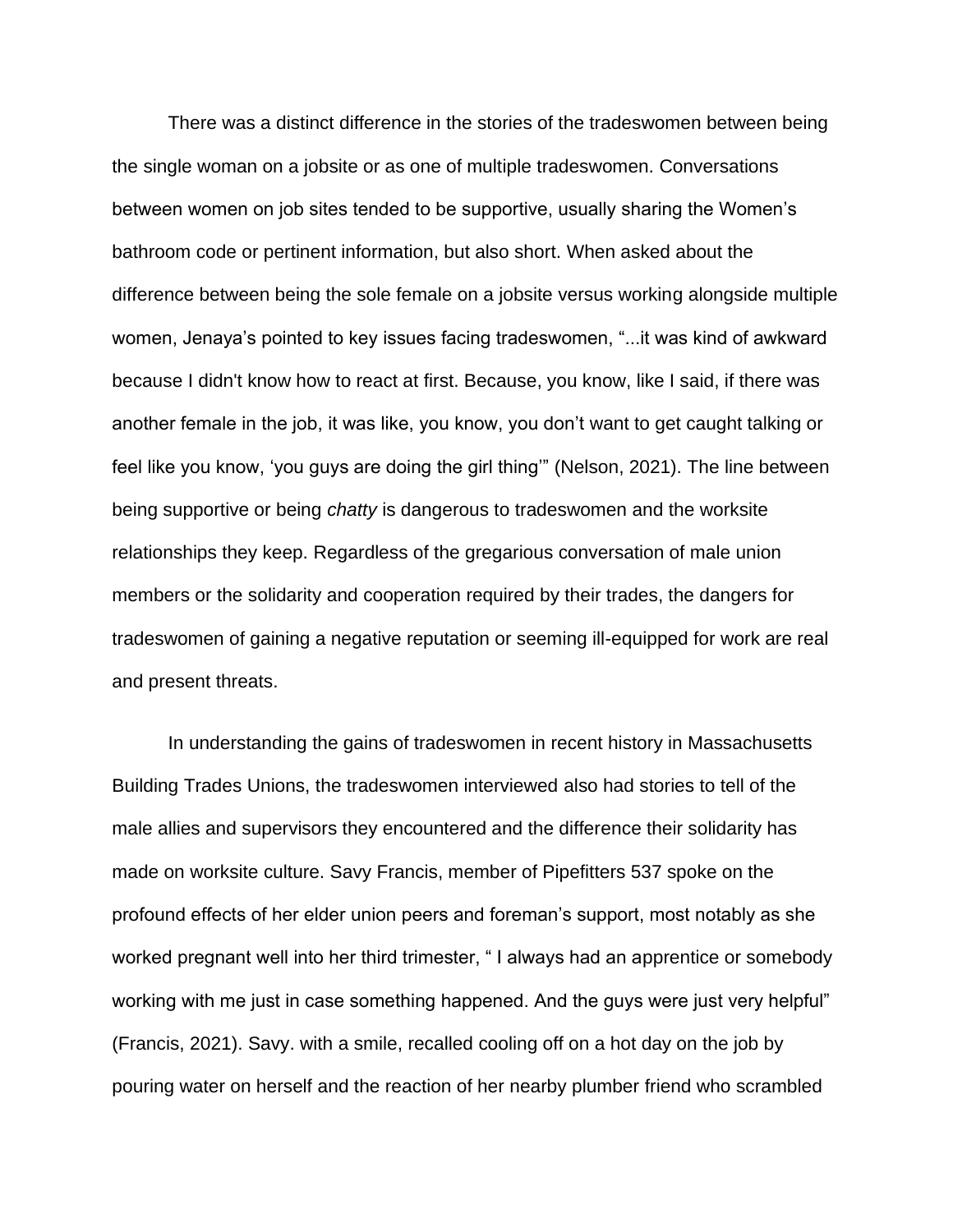There was a distinct difference in the stories of the tradeswomen between being the single woman on a jobsite or as one of multiple tradeswomen. Conversations between women on job sites tended to be supportive, usually sharing the Women's bathroom code or pertinent information, but also short. When asked about the difference between being the sole female on a jobsite versus working alongside multiple women, Jenaya's pointed to key issues facing tradeswomen, "...it was kind of awkward because I didn't know how to react at first. Because, you know, like I said, if there was another female in the job, it was like, you know, you don't want to get caught talking or feel like you know, 'you guys are doing the girl thing'" (Nelson, 2021). The line between being supportive or being *chatty* is dangerous to tradeswomen and the worksite relationships they keep. Regardless of the gregarious conversation of male union members or the solidarity and cooperation required by their trades, the dangers for tradeswomen of gaining a negative reputation or seeming ill-equipped for work are real and present threats.

In understanding the gains of tradeswomen in recent history in Massachusetts Building Trades Unions, the tradeswomen interviewed also had stories to tell of the male allies and supervisors they encountered and the difference their solidarity has made on worksite culture. Savy Francis, member of Pipefitters 537 spoke on the profound effects of her elder union peers and foreman's support, most notably as she worked pregnant well into her third trimester, " I always had an apprentice or somebody working with me just in case something happened. And the guys were just very helpful" (Francis, 2021). Savy. with a smile, recalled cooling off on a hot day on the job by pouring water on herself and the reaction of her nearby plumber friend who scrambled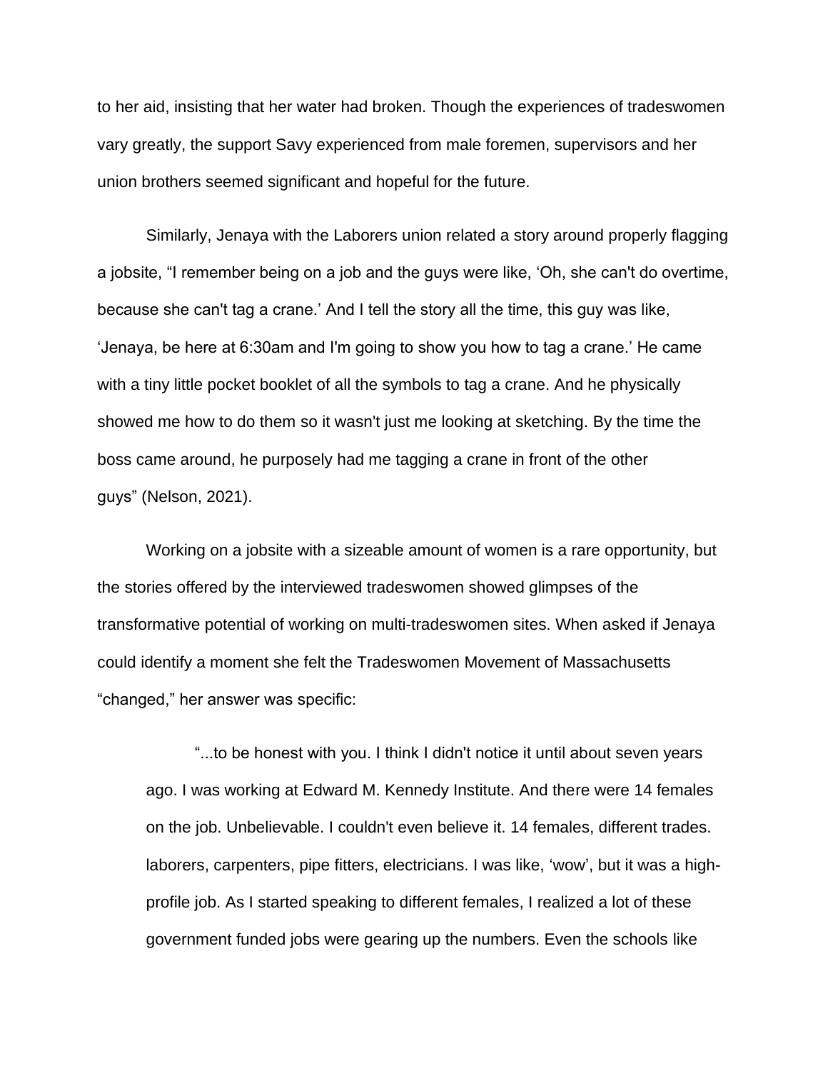to her aid, insisting that her water had broken. Though the experiences of tradeswomen vary greatly, the support Savy experienced from male foremen, supervisors and her union brothers seemed significant and hopeful for the future.

Similarly, Jenaya with the Laborers union related a story around properly flagging a jobsite, "I remember being on a job and the guys were like, 'Oh, she can't do overtime, because she can't tag a crane.' And I tell the story all the time, this guy was like, 'Jenaya, be here at 6:30am and I'm going to show you how to tag a crane.' He came with a tiny little pocket booklet of all the symbols to tag a crane. And he physically showed me how to do them so it wasn't just me looking at sketching. By the time the boss came around, he purposely had me tagging a crane in front of the other guys" (Nelson, 2021).

Working on a jobsite with a sizeable amount of women is a rare opportunity, but the stories offered by the interviewed tradeswomen showed glimpses of the transformative potential of working on multi-tradeswomen sites. When asked if Jenaya could identify a moment she felt the Tradeswomen Movement of Massachusetts "changed," her answer was specific:

> "...to be honest with you. I think I didn't notice it until about seven years ago. I was working at Edward M. Kennedy Institute. And there were 14 females on the job. Unbelievable. I couldn't even believe it. 14 females, different trades. laborers, carpenters, pipe fitters, electricians. I was like, 'wow', but it was a high-profile job. As I started speaking to different females, I realized a lot of these government funded jobs were gearing up the numbers. Even the schools like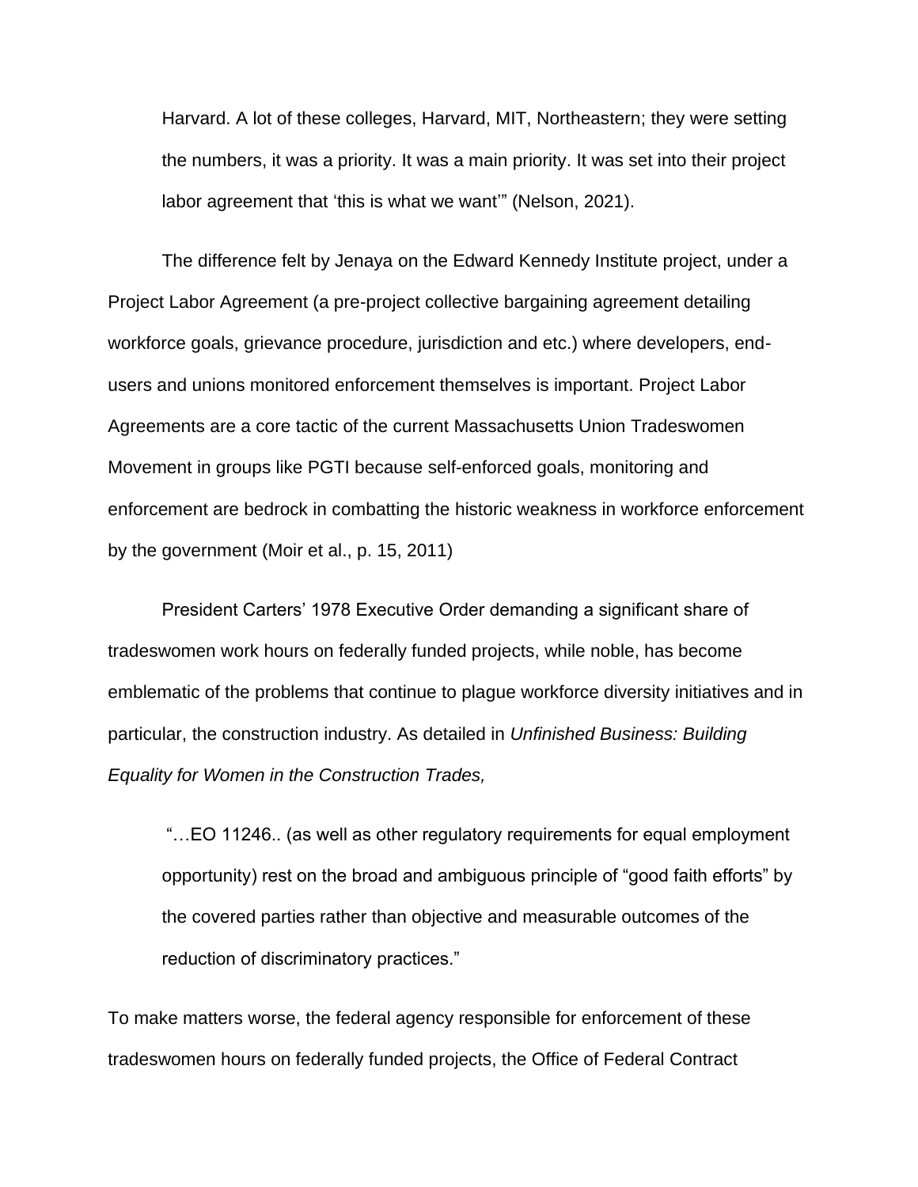> Harvard. A lot of these colleges, Harvard, MIT, Northeastern; they were setting the numbers, it was a priority. It was a main priority. It was set into their project labor agreement that 'this is what we want'" (Nelson, 2021).

The difference felt by Jenaya on the Edward Kennedy Institute project, under a Project Labor Agreement (a pre-project collective bargaining agreement detailing workforce goals, grievance procedure, jurisdiction and etc.) where developers, end-users and unions monitored enforcement themselves is important. Project Labor Agreements are a core tactic of the current Massachusetts Union Tradeswomen Movement in groups like PGTI because self-enforced goals, monitoring and enforcement are bedrock in combatting the historic weakness in workforce enforcement by the government (Moir et al., p. 15, 2011)

President Carters' 1978 Executive Order demanding a significant share of tradeswomen work hours on federally funded projects, while noble, has become emblematic of the problems that continue to plague workforce diversity initiatives and in particular, the construction industry. As detailed in *Unfinished Business: Building Equality for Women in the Construction Trades,*

> "…EO 11246.. (as well as other regulatory requirements for equal employment opportunity) rest on the broad and ambiguous principle of "good faith efforts" by the covered parties rather than objective and measurable outcomes of the reduction of discriminatory practices."

To make matters worse, the federal agency responsible for enforcement of these tradeswomen hours on federally funded projects, the Office of Federal Contract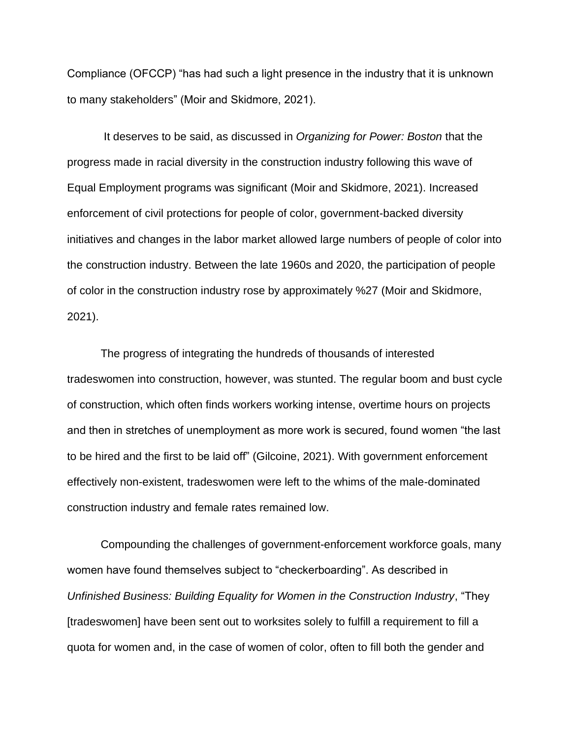Compliance (OFCCP) “has had such a light presence in the industry that it is unknown to many stakeholders” (Moir and Skidmore, 2021).

It deserves to be said, as discussed in *Organizing for Power: Boston* that the progress made in racial diversity in the construction industry following this wave of Equal Employment programs was significant (Moir and Skidmore, 2021). Increased enforcement of civil protections for people of color, government-backed diversity initiatives and changes in the labor market allowed large numbers of people of color into the construction industry. Between the late 1960s and 2020, the participation of people of color in the construction industry rose by approximately %27 (Moir and Skidmore, 2021).

The progress of integrating the hundreds of thousands of interested tradeswomen into construction, however, was stunted. The regular boom and bust cycle of construction, which often finds workers working intense, overtime hours on projects and then in stretches of unemployment as more work is secured, found women “the last to be hired and the first to be laid off” (Gilcoine, 2021). With government enforcement effectively non-existent, tradeswomen were left to the whims of the male-dominated construction industry and female rates remained low.

Compounding the challenges of government-enforcement workforce goals, many women have found themselves subject to “checkerboarding”. As described in *Unfinished Business: Building Equality for Women in the Construction Industry*, “They [tradeswomen] have been sent out to worksites solely to fulfill a requirement to fill a quota for women and, in the case of women of color, often to fill both the gender and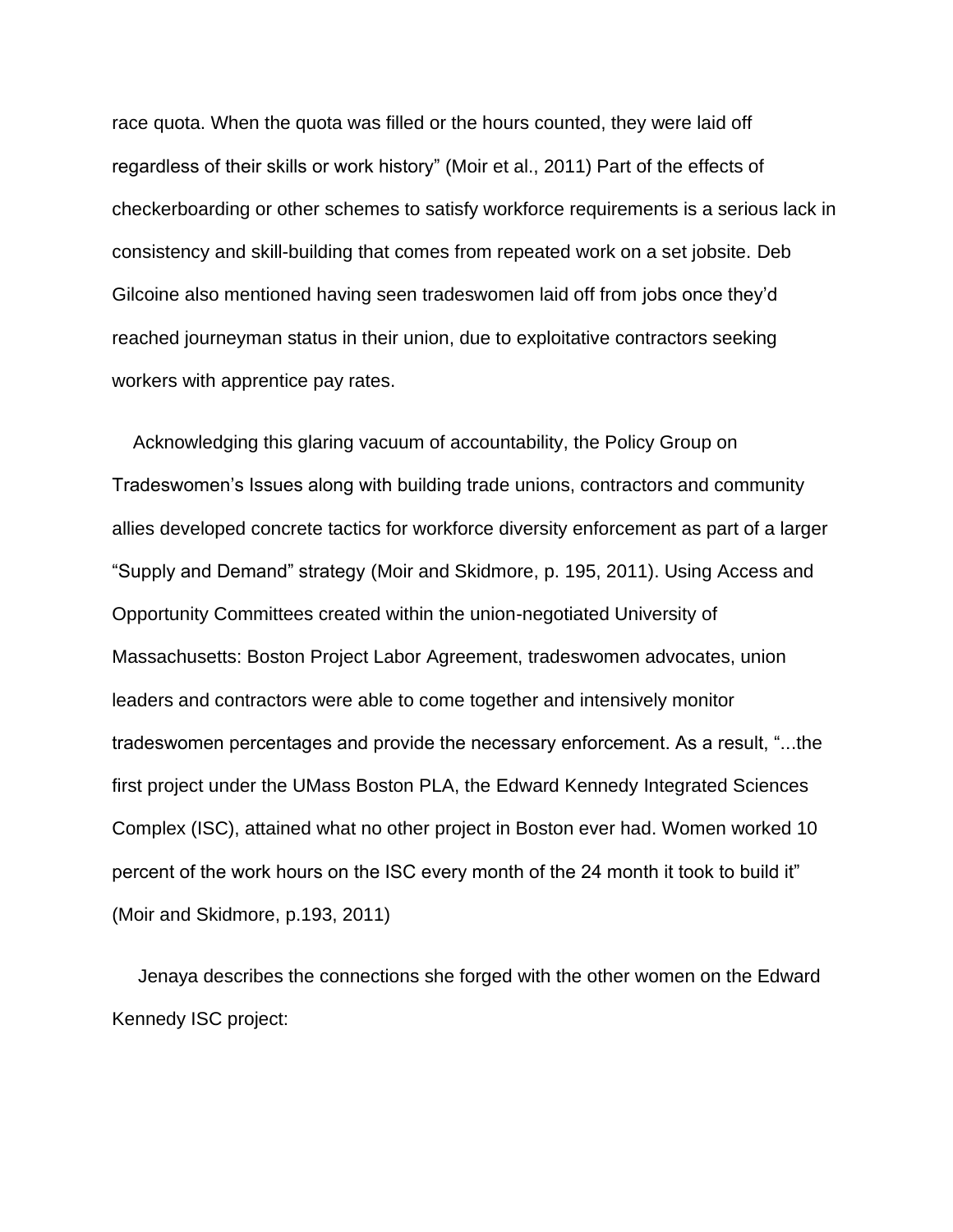race quota. When the quota was filled or the hours counted, they were laid off regardless of their skills or work history" (Moir et al., 2011) Part of the effects of checkerboarding or other schemes to satisfy workforce requirements is a serious lack in consistency and skill-building that comes from repeated work on a set jobsite. Deb Gilcoine also mentioned having seen tradeswomen laid off from jobs once they'd reached journeyman status in their union, due to exploitative contractors seeking workers with apprentice pay rates.

Acknowledging this glaring vacuum of accountability, the Policy Group on Tradeswomen's Issues along with building trade unions, contractors and community allies developed concrete tactics for workforce diversity enforcement as part of a larger "Supply and Demand" strategy (Moir and Skidmore, p. 195, 2011). Using Access and Opportunity Committees created within the union-negotiated University of Massachusetts: Boston Project Labor Agreement, tradeswomen advocates, union leaders and contractors were able to come together and intensively monitor tradeswomen percentages and provide the necessary enforcement. As a result, "...the first project under the UMass Boston PLA, the Edward Kennedy Integrated Sciences Complex (ISC), attained what no other project in Boston ever had. Women worked 10 percent of the work hours on the ISC every month of the 24 month it took to build it" (Moir and Skidmore, p.193, 2011)

Jenaya describes the connections she forged with the other women on the Edward Kennedy ISC project: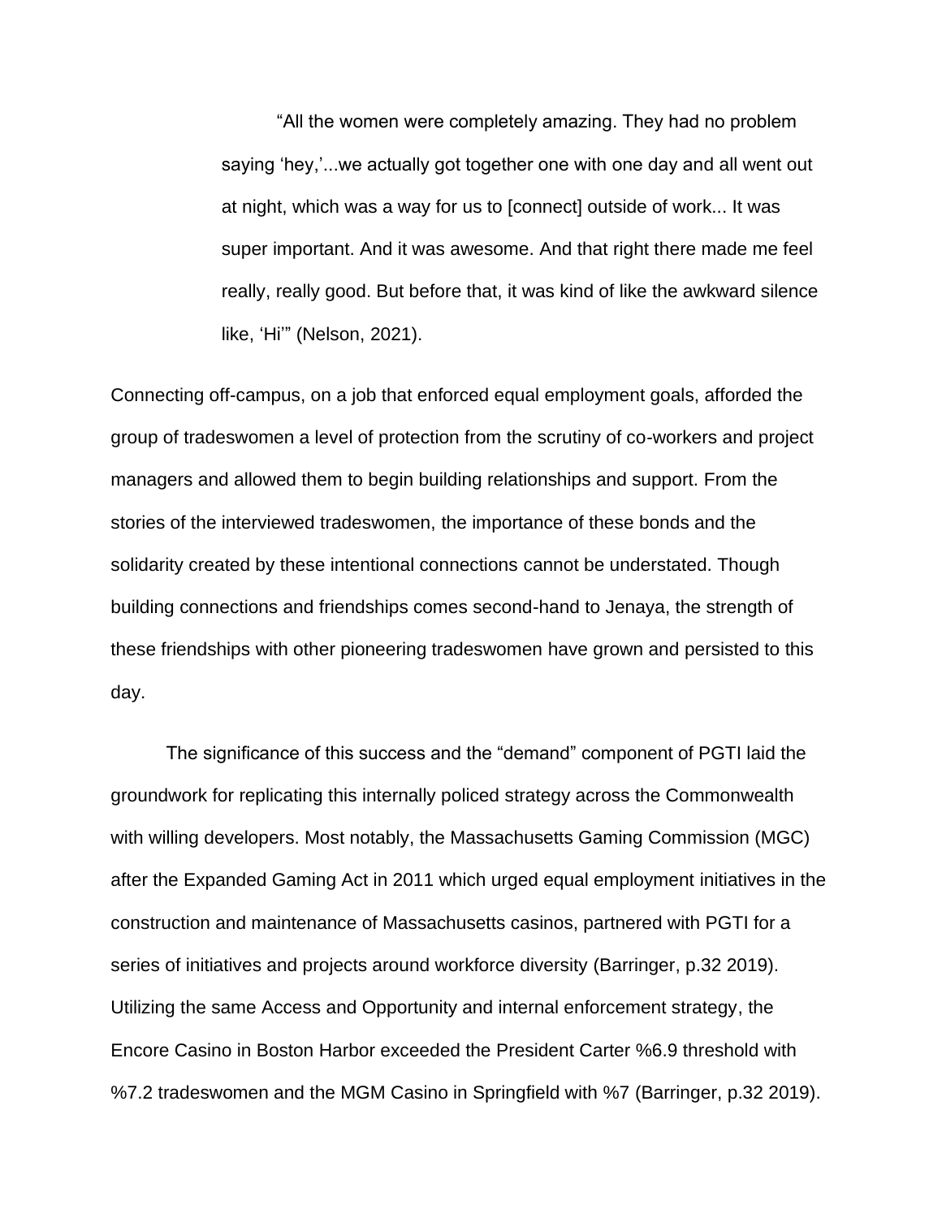> “All the women were completely amazing. They had no problem saying ‘hey,’...we actually got together one with one day and all went out at night, which was a way for us to [connect] outside of work... It was super important. And it was awesome. And that right there made me feel really, really good. But before that, it was kind of like the awkward silence like, ‘Hi’” (Nelson, 2021).

Connecting off-campus, on a job that enforced equal employment goals, afforded the group of tradeswomen a level of protection from the scrutiny of co-workers and project managers and allowed them to begin building relationships and support. From the stories of the interviewed tradeswomen, the importance of these bonds and the solidarity created by these intentional connections cannot be understated. Though building connections and friendships comes second-hand to Jenaya, the strength of these friendships with other pioneering tradeswomen have grown and persisted to this day.

The significance of this success and the “demand” component of PGTI laid the groundwork for replicating this internally policed strategy across the Commonwealth with willing developers. Most notably, the Massachusetts Gaming Commission (MGC) after the Expanded Gaming Act in 2011 which urged equal employment initiatives in the construction and maintenance of Massachusetts casinos, partnered with PGTI for a series of initiatives and projects around workforce diversity (Barringer, p.32 2019). Utilizing the same Access and Opportunity and internal enforcement strategy, the Encore Casino in Boston Harbor exceeded the President Carter %6.9 threshold with %7.2 tradeswomen and the MGM Casino in Springfield with %7 (Barringer, p.32 2019).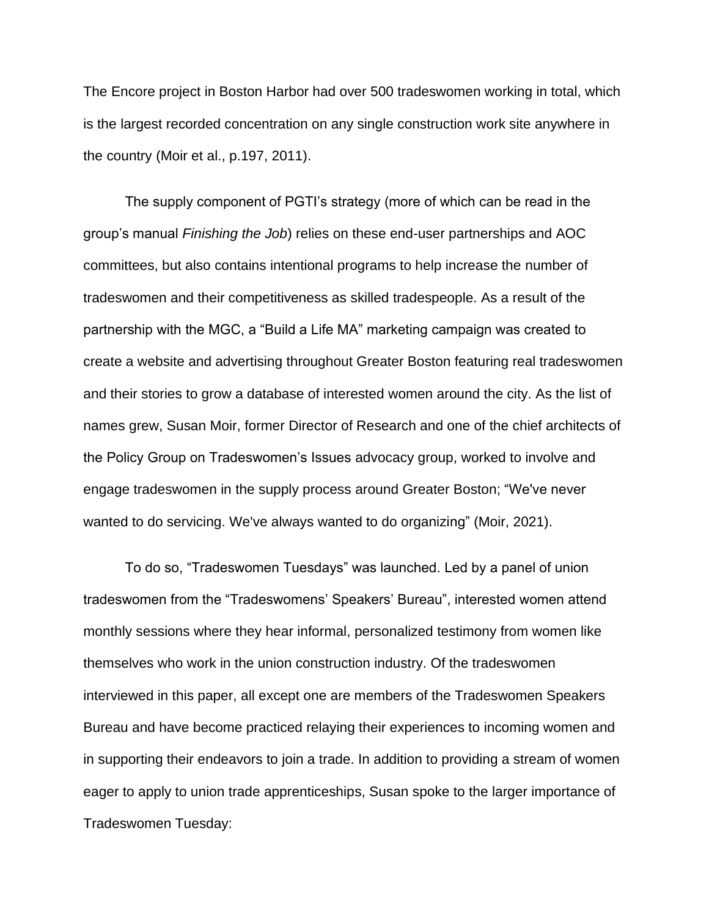The Encore project in Boston Harbor had over 500 tradeswomen working in total, which is the largest recorded concentration on any single construction work site anywhere in the country (Moir et al., p.197, 2011).

The supply component of PGTI's strategy (more of which can be read in the group's manual *Finishing the Job*) relies on these end-user partnerships and AOC committees, but also contains intentional programs to help increase the number of tradeswomen and their competitiveness as skilled tradespeople. As a result of the partnership with the MGC, a "Build a Life MA" marketing campaign was created to create a website and advertising throughout Greater Boston featuring real tradeswomen and their stories to grow a database of interested women around the city. As the list of names grew, Susan Moir, former Director of Research and one of the chief architects of the Policy Group on Tradeswomen's Issues advocacy group, worked to involve and engage tradeswomen in the supply process around Greater Boston; "We've never wanted to do servicing. We've always wanted to do organizing" (Moir, 2021).

To do so, "Tradeswomen Tuesdays" was launched. Led by a panel of union tradeswomen from the "Tradeswomens' Speakers' Bureau", interested women attend monthly sessions where they hear informal, personalized testimony from women like themselves who work in the union construction industry. Of the tradeswomen interviewed in this paper, all except one are members of the Tradeswomen Speakers Bureau and have become practiced relaying their experiences to incoming women and in supporting their endeavors to join a trade. In addition to providing a stream of women eager to apply to union trade apprenticeships, Susan spoke to the larger importance of Tradeswomen Tuesday: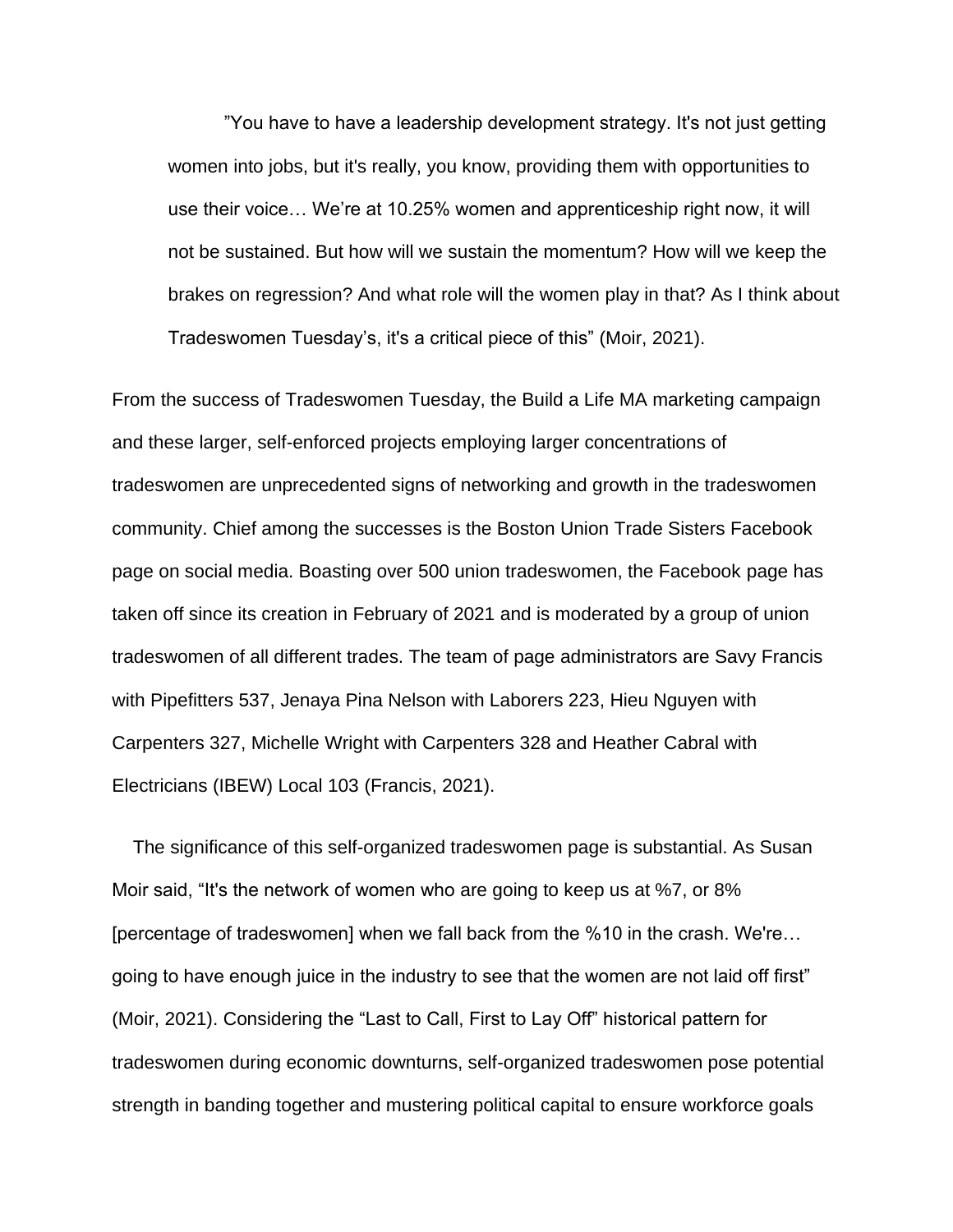> ”You have to have a leadership development strategy. It's not just getting women into jobs, but it's really, you know, providing them with opportunities to use their voice… We’re at 10.25% women and apprenticeship right now, it will not be sustained. But how will we sustain the momentum? How will we keep the brakes on regression? And what role will the women play in that? As I think about Tradeswomen Tuesday’s, it's a critical piece of this” (Moir, 2021).

From the success of Tradeswomen Tuesday, the Build a Life MA marketing campaign and these larger, self-enforced projects employing larger concentrations of tradeswomen are unprecedented signs of networking and growth in the tradeswomen community. Chief among the successes is the Boston Union Trade Sisters Facebook page on social media. Boasting over 500 union tradeswomen, the Facebook page has taken off since its creation in February of 2021 and is moderated by a group of union tradeswomen of all different trades. The team of page administrators are Savy Francis with Pipefitters 537, Jenaya Pina Nelson with Laborers 223, Hieu Nguyen with Carpenters 327, Michelle Wright with Carpenters 328 and Heather Cabral with Electricians (IBEW) Local 103 (Francis, 2021).

The significance of this self-organized tradeswomen page is substantial. As Susan Moir said, “It's the network of women who are going to keep us at %7, or 8% [percentage of tradeswomen] when we fall back from the %10 in the crash. We're… going to have enough juice in the industry to see that the women are not laid off first” (Moir, 2021). Considering the “Last to Call, First to Lay Off” historical pattern for tradeswomen during economic downturns, self-organized tradeswomen pose potential strength in banding together and mustering political capital to ensure workforce goals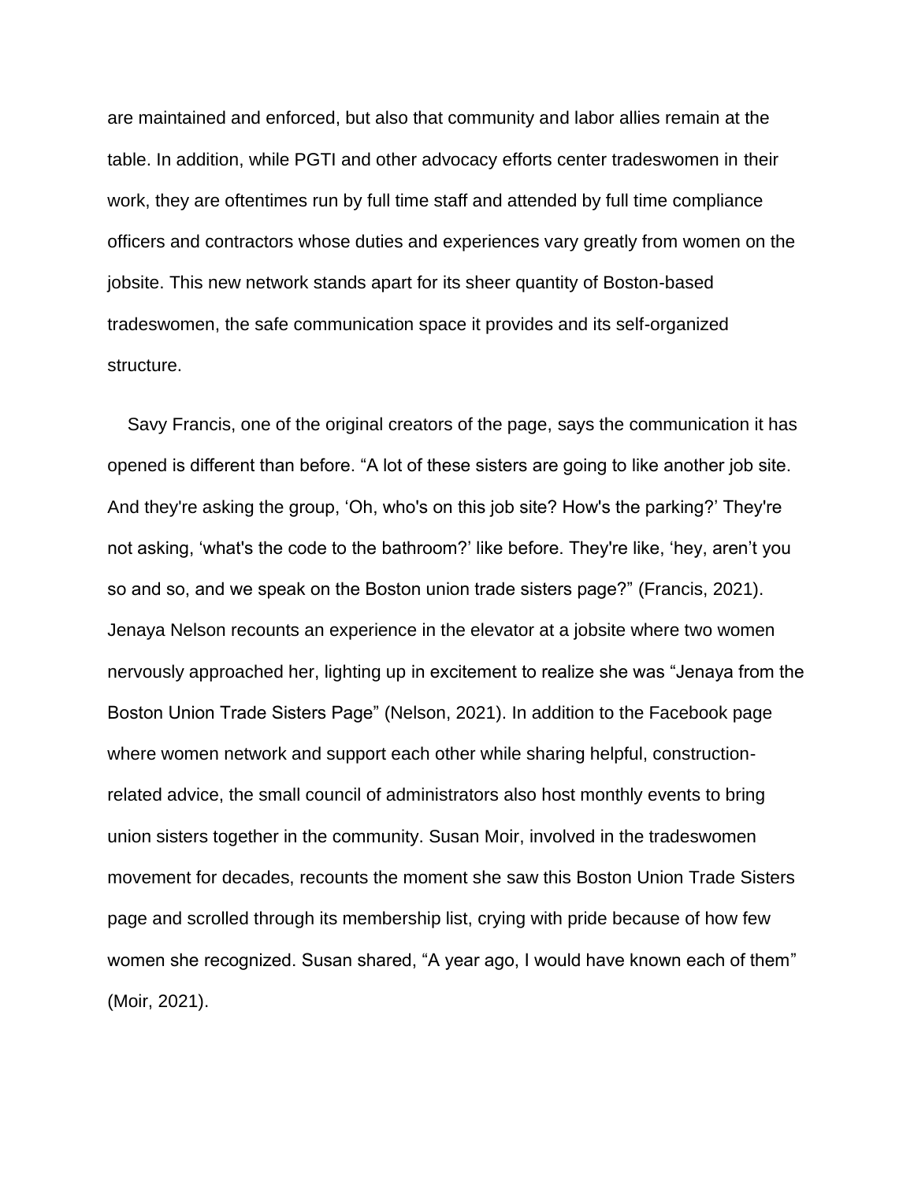are maintained and enforced, but also that community and labor allies remain at the table. In addition, while PGTI and other advocacy efforts center tradeswomen in their work, they are oftentimes run by full time staff and attended by full time compliance officers and contractors whose duties and experiences vary greatly from women on the jobsite. This new network stands apart for its sheer quantity of Boston-based tradeswomen, the safe communication space it provides and its self-organized structure.

Savy Francis, one of the original creators of the page, says the communication it has opened is different than before. "A lot of these sisters are going to like another job site. And they're asking the group, 'Oh, who's on this job site? How's the parking?' They're not asking, 'what's the code to the bathroom?' like before. They're like, 'hey, aren't you so and so, and we speak on the Boston union trade sisters page?" (Francis, 2021). Jenaya Nelson recounts an experience in the elevator at a jobsite where two women nervously approached her, lighting up in excitement to realize she was "Jenaya from the Boston Union Trade Sisters Page" (Nelson, 2021). In addition to the Facebook page where women network and support each other while sharing helpful, construction-related advice, the small council of administrators also host monthly events to bring union sisters together in the community. Susan Moir, involved in the tradeswomen movement for decades, recounts the moment she saw this Boston Union Trade Sisters page and scrolled through its membership list, crying with pride because of how few women she recognized. Susan shared, "A year ago, I would have known each of them" (Moir, 2021).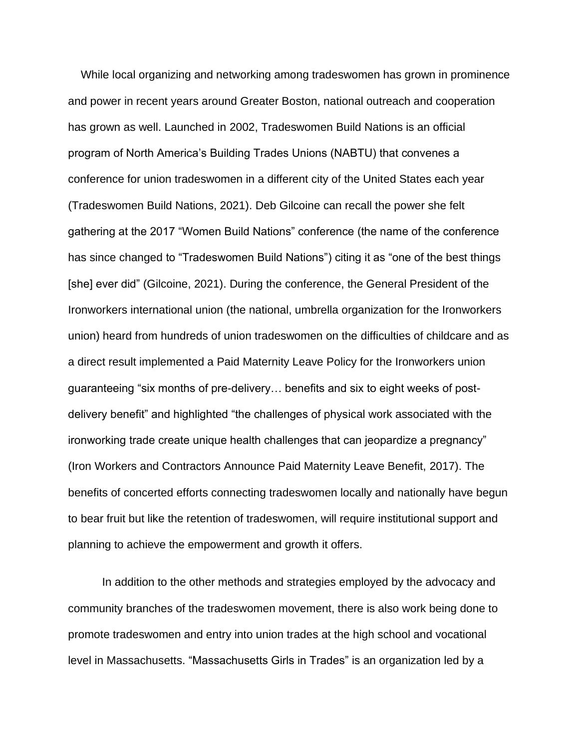While local organizing and networking among tradeswomen has grown in prominence and power in recent years around Greater Boston, national outreach and cooperation has grown as well. Launched in 2002, Tradeswomen Build Nations is an official program of North America's Building Trades Unions (NABTU) that convenes a conference for union tradeswomen in a different city of the United States each year (Tradeswomen Build Nations, 2021). Deb Gilcoine can recall the power she felt gathering at the 2017 "Women Build Nations" conference (the name of the conference has since changed to "Tradeswomen Build Nations") citing it as "one of the best things [she] ever did" (Gilcoine, 2021). During the conference, the General President of the Ironworkers international union (the national, umbrella organization for the Ironworkers union) heard from hundreds of union tradeswomen on the difficulties of childcare and as a direct result implemented a Paid Maternity Leave Policy for the Ironworkers union guaranteeing "six months of pre-delivery… benefits and six to eight weeks of post-delivery benefit" and highlighted "the challenges of physical work associated with the ironworking trade create unique health challenges that can jeopardize a pregnancy" (Iron Workers and Contractors Announce Paid Maternity Leave Benefit, 2017). The benefits of concerted efforts connecting tradeswomen locally and nationally have begun to bear fruit but like the retention of tradeswomen, will require institutional support and planning to achieve the empowerment and growth it offers.

In addition to the other methods and strategies employed by the advocacy and community branches of the tradeswomen movement, there is also work being done to promote tradeswomen and entry into union trades at the high school and vocational level in Massachusetts. "Massachusetts Girls in Trades" is an organization led by a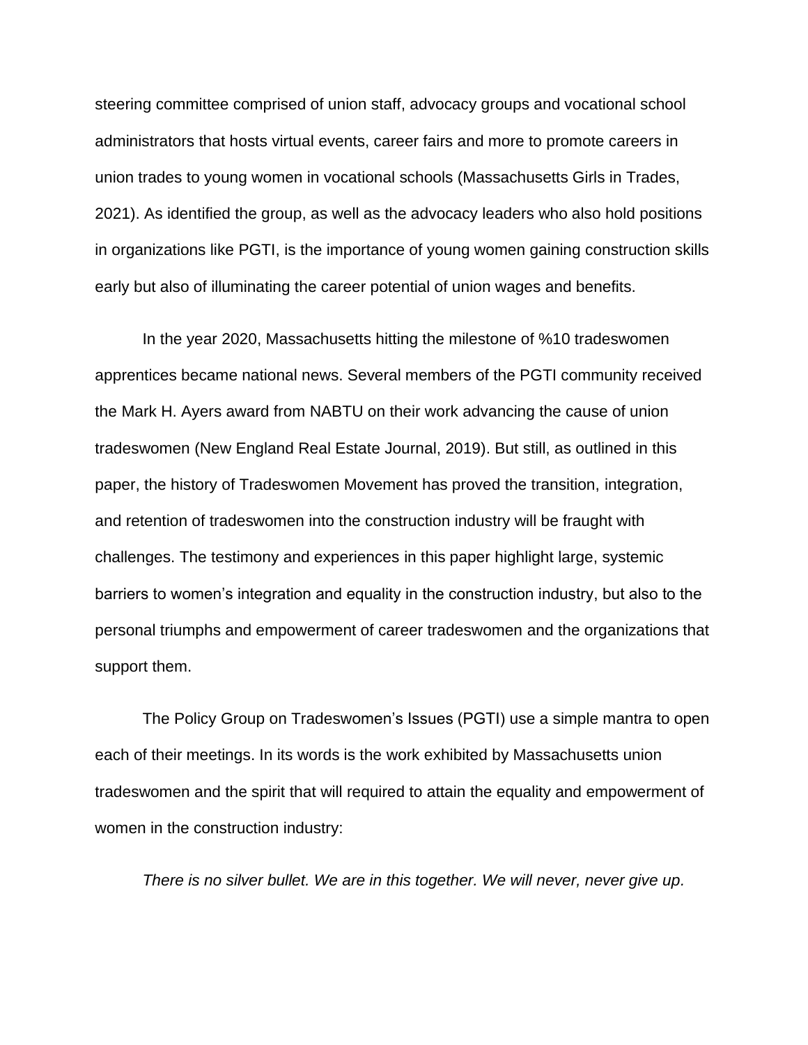steering committee comprised of union staff, advocacy groups and vocational school administrators that hosts virtual events, career fairs and more to promote careers in union trades to young women in vocational schools (Massachusetts Girls in Trades, 2021). As identified the group, as well as the advocacy leaders who also hold positions in organizations like PGTI, is the importance of young women gaining construction skills early but also of illuminating the career potential of union wages and benefits.

In the year 2020, Massachusetts hitting the milestone of %10 tradeswomen apprentices became national news. Several members of the PGTI community received the Mark H. Ayers award from NABTU on their work advancing the cause of union tradeswomen (New England Real Estate Journal, 2019). But still, as outlined in this paper, the history of Tradeswomen Movement has proved the transition, integration, and retention of tradeswomen into the construction industry will be fraught with challenges. The testimony and experiences in this paper highlight large, systemic barriers to women's integration and equality in the construction industry, but also to the personal triumphs and empowerment of career tradeswomen and the organizations that support them.

The Policy Group on Tradeswomen's Issues (PGTI) use a simple mantra to open each of their meetings. In its words is the work exhibited by Massachusetts union tradeswomen and the spirit that will required to attain the equality and empowerment of women in the construction industry:

*There is no silver bullet. We are in this together. We will never, never give up.*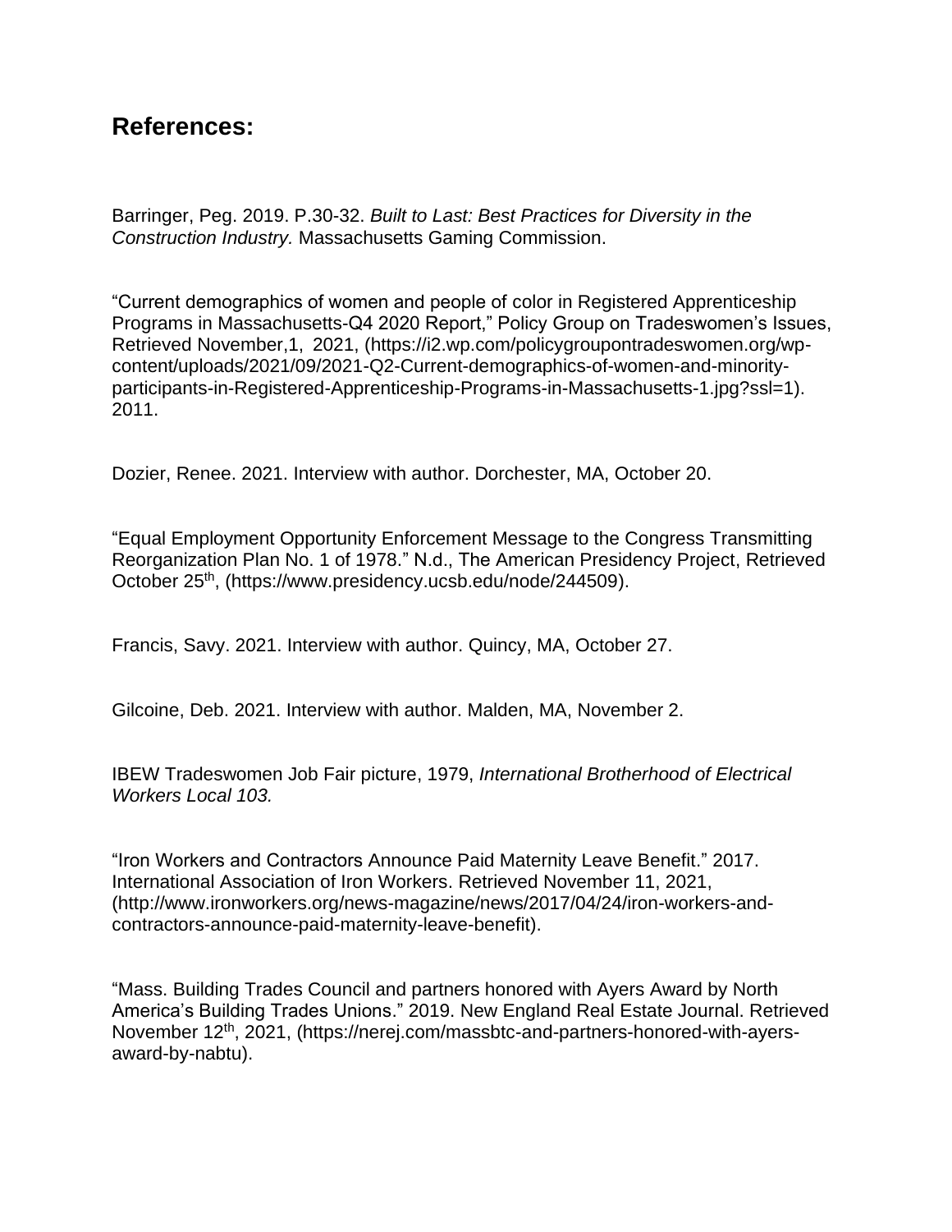## References:

Barringer, Peg. 2019. P.30-32. *Built to Last: Best Practices for Diversity in the Construction Industry.* Massachusetts Gaming Commission.

"Current demographics of women and people of color in Registered Apprenticeship Programs in Massachusetts-Q4 2020 Report," Policy Group on Tradeswomen's Issues, Retrieved November,1, 2021, (https://i2.wp.com/policygroupontradeswomen.org/wp-content/uploads/2021/09/2021-Q2-Current-demographics-of-women-and-minority-participants-in-Registered-Apprenticeship-Programs-in-Massachusetts-1.jpg?ssl=1). 2011.

Dozier, Renee. 2021. Interview with author. Dorchester, MA, October 20.

"Equal Employment Opportunity Enforcement Message to the Congress Transmitting Reorganization Plan No. 1 of 1978." N.d., The American Presidency Project, Retrieved October 25th, (https://www.presidency.ucsb.edu/node/244509).

Francis, Savy. 2021. Interview with author. Quincy, MA, October 27.

Gilcoine, Deb. 2021. Interview with author. Malden, MA, November 2.

IBEW Tradeswomen Job Fair picture, 1979, *International Brotherhood of Electrical Workers Local 103.*

"Iron Workers and Contractors Announce Paid Maternity Leave Benefit." 2017. International Association of Iron Workers. Retrieved November 11, 2021, (http://www.ironworkers.org/news-magazine/news/2017/04/24/iron-workers-and-contractors-announce-paid-maternity-leave-benefit).

"Mass. Building Trades Council and partners honored with Ayers Award by North America's Building Trades Unions." 2019. New England Real Estate Journal. Retrieved November 12th, 2021, (https://nerej.com/massbtc-and-partners-honored-with-ayers-award-by-nabtu).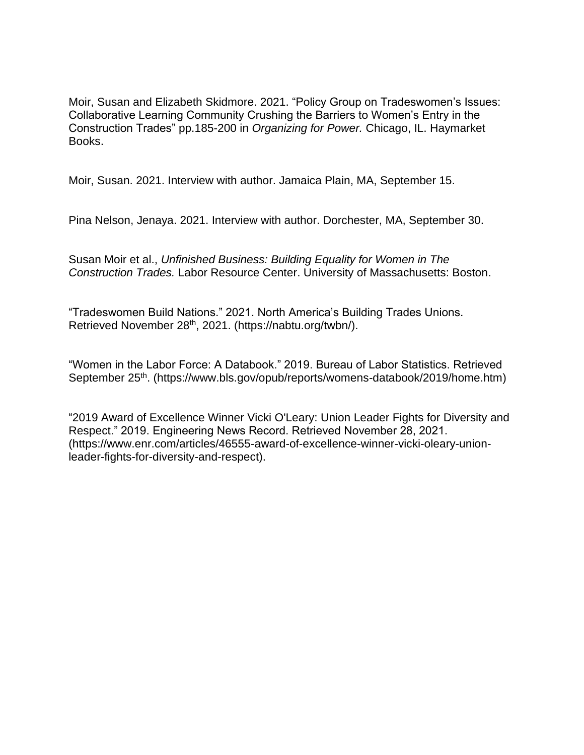Moir, Susan and Elizabeth Skidmore. 2021. "Policy Group on Tradeswomen's Issues: Collaborative Learning Community Crushing the Barriers to Women's Entry in the Construction Trades" pp.185-200 in *Organizing for Power.* Chicago, IL. Haymarket Books.

Moir, Susan. 2021. Interview with author. Jamaica Plain, MA, September 15.

Pina Nelson, Jenaya. 2021. Interview with author. Dorchester, MA, September 30.

Susan Moir et al., *Unfinished Business: Building Equality for Women in The Construction Trades.* Labor Resource Center. University of Massachusetts: Boston.

"Tradeswomen Build Nations." 2021. North America's Building Trades Unions. Retrieved November 28th, 2021. (https://nabtu.org/twbn/).

"Women in the Labor Force: A Databook." 2019. Bureau of Labor Statistics. Retrieved September 25th. (https://www.bls.gov/opub/reports/womens-databook/2019/home.htm)

"2019 Award of Excellence Winner Vicki O'Leary: Union Leader Fights for Diversity and Respect." 2019. Engineering News Record. Retrieved November 28, 2021. (https://www.enr.com/articles/46555-award-of-excellence-winner-vicki-oleary-union-leader-fights-for-diversity-and-respect).